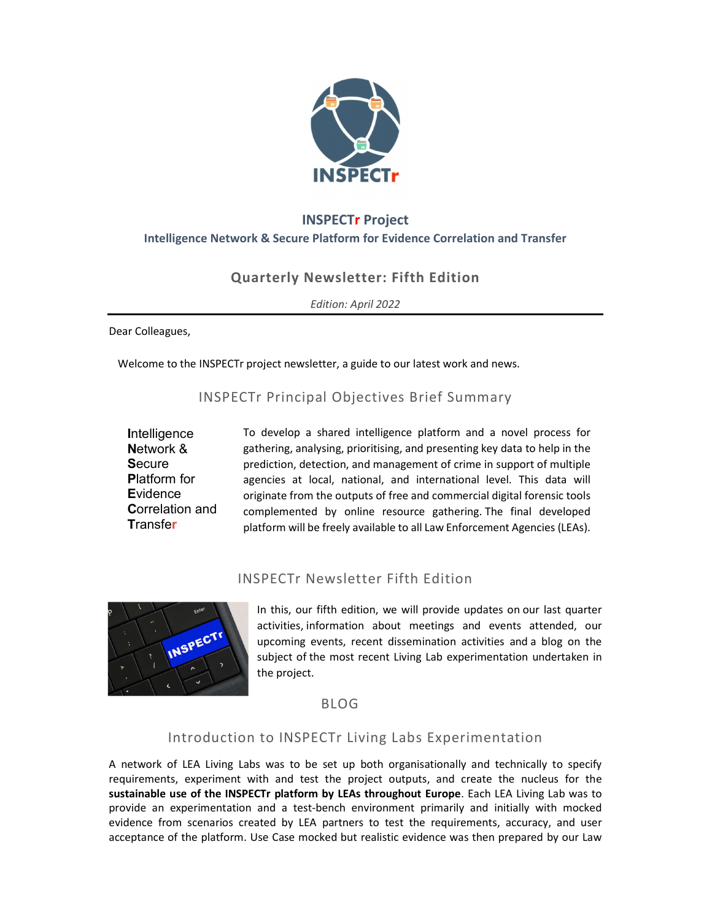# INSPECTr Project

**Intelligence Network & Secure Platform for Evidence Correlation and Transfer**

## Quarterly Newsletter: Fifth Edition

*Edition: April 2022*

---

Dear Colleagues,

Welcome to the INSPECTr project newsletter, a guide to our latest work and news.

## INSPECTr Principal Objectives Brief Summary

**I**ntelligence **N**etwork & **S**ecure **P**latform for **E**vidence **C**orrelation and **T**ransfer

To develop a shared intelligence platform and a novel process for gathering, analysing, prioritising, and presenting key data to help in the prediction, detection, and management of crime in support of multiple agencies at local, national, and international level. This data will originate from the outputs of free and commercial digital forensic tools complemented by online resource gathering. The final developed platform will be freely available to all Law Enforcement Agencies (LEAs).

## INSPECTr Newsletter Fifth Edition

In this, our fifth edition, we will provide updates on our last quarter activities, information about meetings and events attended, our upcoming events, recent dissemination activities and a blog on the subject of the most recent Living Lab experimentation undertaken in the project.

## BLOG

### Introduction to INSPECTr Living Labs Experimentation

A network of LEA Living Labs was to be set up both organisationally and technically to specify requirements, experiment with and test the project outputs, and create the nucleus for the **sustainable use of the INSPECTr platform by LEAs throughout Europe**. Each LEA Living Lab was to provide an experimentation and a test-bench environment primarily and initially with mocked evidence from scenarios created by LEA partners to test the requirements, accuracy, and user acceptance of the platform. Use Case mocked but realistic evidence was then prepared by our Law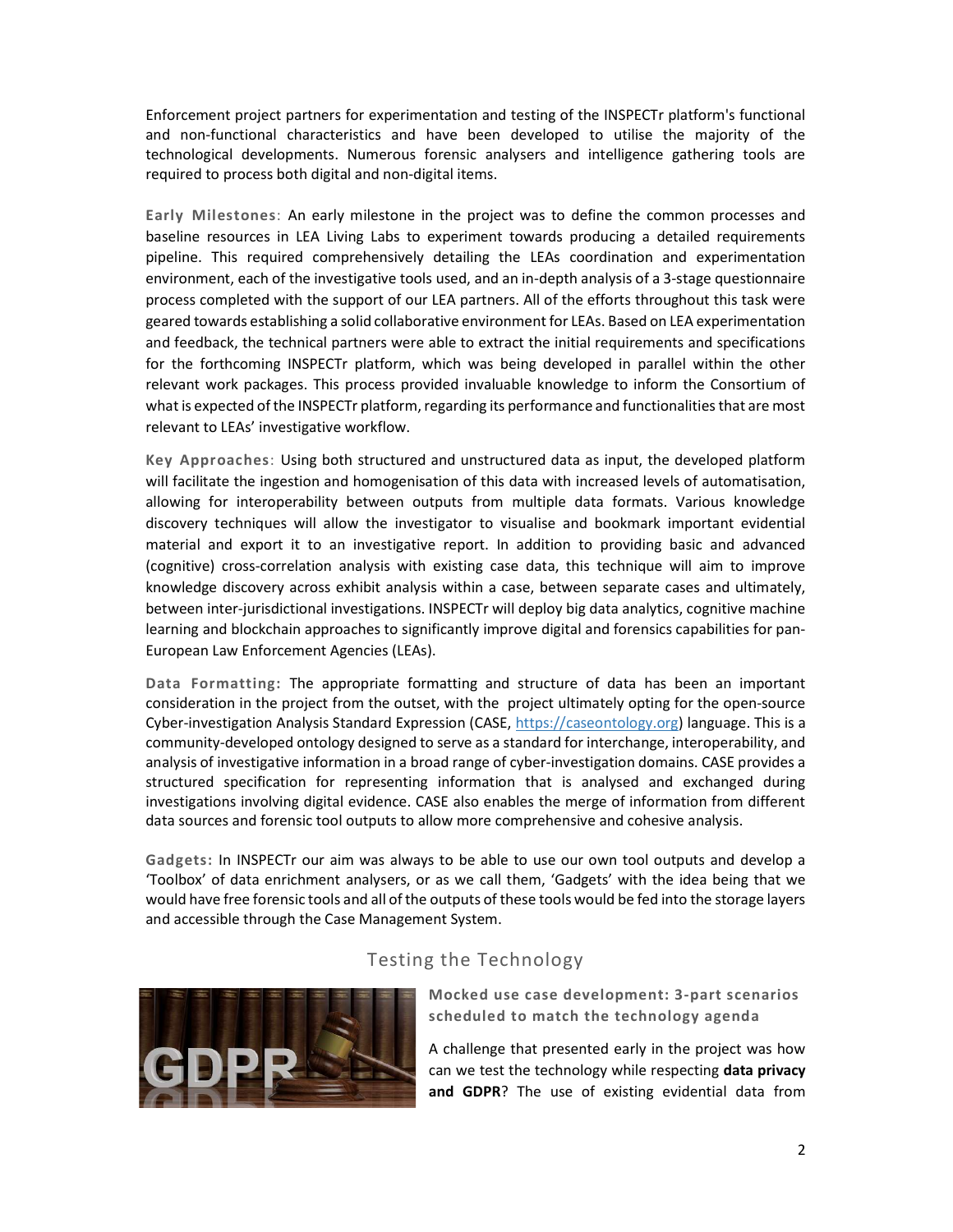Enforcement project partners for experimentation and testing of the INSPECTr platform's functional and non-functional characteristics and have been developed to utilise the majority of the technological developments. Numerous forensic analysers and intelligence gathering tools are required to process both digital and non-digital items.

**Early Milestones**: An early milestone in the project was to define the common processes and baseline resources in LEA Living Labs to experiment towards producing a detailed requirements pipeline. This required comprehensively detailing the LEAs coordination and experimentation environment, each of the investigative tools used, and an in-depth analysis of a 3-stage questionnaire process completed with the support of our LEA partners. All of the efforts throughout this task were geared towards establishing a solid collaborative environment for LEAs. Based on LEA experimentation and feedback, the technical partners were able to extract the initial requirements and specifications for the forthcoming INSPECTr platform, which was being developed in parallel within the other relevant work packages. This process provided invaluable knowledge to inform the Consortium of what is expected of the INSPECTr platform, regarding its performance and functionalities that are most relevant to LEAs' investigative workflow.

**Key Approaches**: Using both structured and unstructured data as input, the developed platform will facilitate the ingestion and homogenisation of this data with increased levels of automatisation, allowing for interoperability between outputs from multiple data formats. Various knowledge discovery techniques will allow the investigator to visualise and bookmark important evidential material and export it to an investigative report. In addition to providing basic and advanced (cognitive) cross-correlation analysis with existing case data, this technique will aim to improve knowledge discovery across exhibit analysis within a case, between separate cases and ultimately, between inter-jurisdictional investigations. INSPECTr will deploy big data analytics, cognitive machine learning and blockchain approaches to significantly improve digital and forensics capabilities for pan-European Law Enforcement Agencies (LEAs).

**Data Formatting:** The appropriate formatting and structure of data has been an important consideration in the project from the outset, with the project ultimately opting for the open-source Cyber-investigation Analysis Standard Expression (CASE, https://caseontology.org) language. This is a community-developed ontology designed to serve as a standard for interchange, interoperability, and analysis of investigative information in a broad range of cyber-investigation domains. CASE provides a structured specification for representing information that is analysed and exchanged during investigations involving digital evidence. CASE also enables the merge of information from different data sources and forensic tool outputs to allow more comprehensive and cohesive analysis.

**Gadgets:** In INSPECTr our aim was always to be able to use our own tool outputs and develop a 'Toolbox' of data enrichment analysers, or as we call them, 'Gadgets' with the idea being that we would have free forensic tools and all of the outputs of these tools would be fed into the storage layers and accessible through the Case Management System.

## Testing the Technology

### Mocked use case development: 3-part scenarios scheduled to match the technology agenda

A challenge that presented early in the project was how can we test the technology while respecting **data privacy and GDPR**? The use of existing evidential data from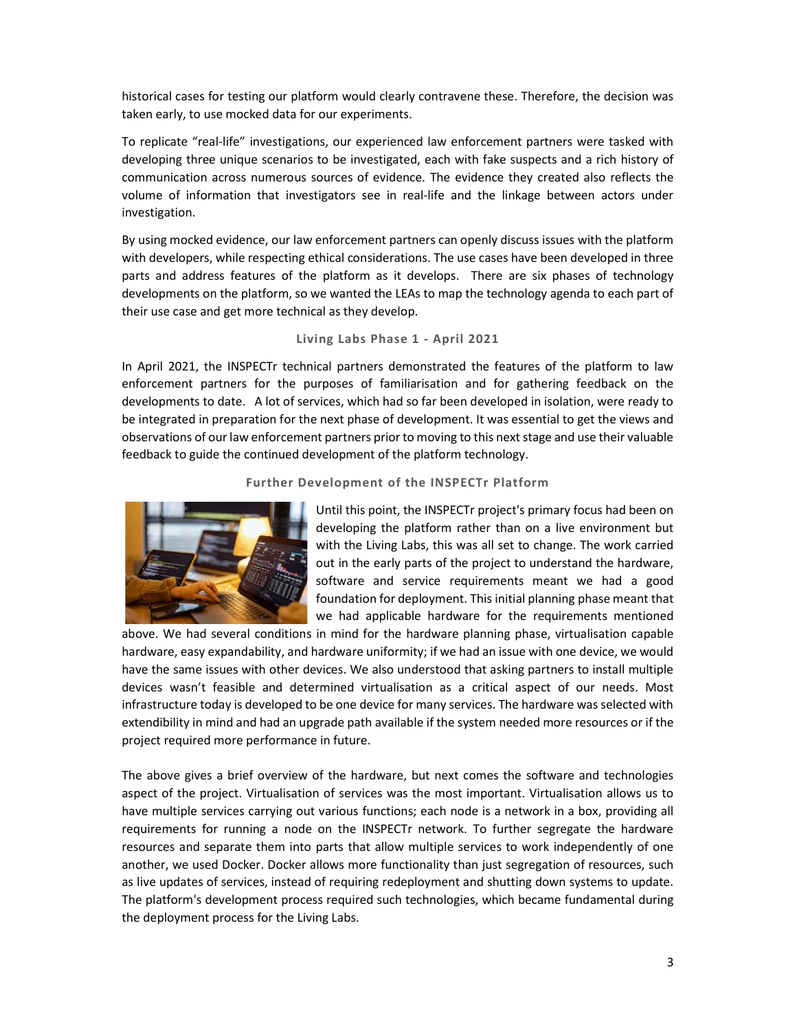historical cases for testing our platform would clearly contravene these. Therefore, the decision was taken early, to use mocked data for our experiments.

To replicate "real-life" investigations, our experienced law enforcement partners were tasked with developing three unique scenarios to be investigated, each with fake suspects and a rich history of communication across numerous sources of evidence. The evidence they created also reflects the volume of information that investigators see in real-life and the linkage between actors under investigation.

By using mocked evidence, our law enforcement partners can openly discuss issues with the platform with developers, while respecting ethical considerations. The use cases have been developed in three parts and address features of the platform as it develops. There are six phases of technology developments on the platform, so we wanted the LEAs to map the technology agenda to each part of their use case and get more technical as they develop.

### Living Labs Phase 1 - April 2021

In April 2021, the INSPECTr technical partners demonstrated the features of the platform to law enforcement partners for the purposes of familiarisation and for gathering feedback on the developments to date. A lot of services, which had so far been developed in isolation, were ready to be integrated in preparation for the next phase of development. It was essential to get the views and observations of our law enforcement partners prior to moving to this next stage and use their valuable feedback to guide the continued development of the platform technology.

### Further Development of the INSPECTr Platform

Until this point, the INSPECTr project's primary focus had been on developing the platform rather than on a live environment but with the Living Labs, this was all set to change. The work carried out in the early parts of the project to understand the hardware, software and service requirements meant we had a good foundation for deployment. This initial planning phase meant that we had applicable hardware for the requirements mentioned above. We had several conditions in mind for the hardware planning phase, virtualisation capable hardware, easy expandability, and hardware uniformity; if we had an issue with one device, we would have the same issues with other devices. We also understood that asking partners to install multiple devices wasn't feasible and determined virtualisation as a critical aspect of our needs. Most infrastructure today is developed to be one device for many services. The hardware was selected with extendibility in mind and had an upgrade path available if the system needed more resources or if the project required more performance in future.

The above gives a brief overview of the hardware, but next comes the software and technologies aspect of the project. Virtualisation of services was the most important. Virtualisation allows us to have multiple services carrying out various functions; each node is a network in a box, providing all requirements for running a node on the INSPECTr network. To further segregate the hardware resources and separate them into parts that allow multiple services to work independently of one another, we used Docker. Docker allows more functionality than just segregation of resources, such as live updates of services, instead of requiring redeployment and shutting down systems to update. The platform's development process required such technologies, which became fundamental during the deployment process for the Living Labs.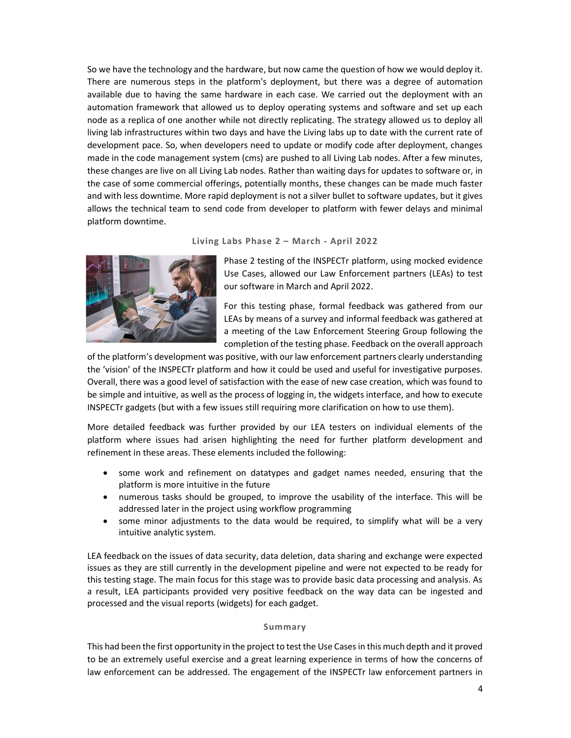So we have the technology and the hardware, but now came the question of how we would deploy it. There are numerous steps in the platform's deployment, but there was a degree of automation available due to having the same hardware in each case. We carried out the deployment with an automation framework that allowed us to deploy operating systems and software and set up each node as a replica of one another while not directly replicating. The strategy allowed us to deploy all living lab infrastructures within two days and have the Living labs up to date with the current rate of development pace. So, when developers need to update or modify code after deployment, changes made in the code management system (cms) are pushed to all Living Lab nodes. After a few minutes, these changes are live on all Living Lab nodes. Rather than waiting days for updates to software or, in the case of some commercial offerings, potentially months, these changes can be made much faster and with less downtime. More rapid deployment is not a silver bullet to software updates, but it gives allows the technical team to send code from developer to platform with fewer delays and minimal platform downtime.

### Living Labs Phase 2 – March - April 2022

Phase 2 testing of the INSPECTr platform, using mocked evidence Use Cases, allowed our Law Enforcement partners (LEAs) to test our software in March and April 2022.

For this testing phase, formal feedback was gathered from our LEAs by means of a survey and informal feedback was gathered at a meeting of the Law Enforcement Steering Group following the completion of the testing phase. Feedback on the overall approach of the platform's development was positive, with our law enforcement partners clearly understanding the 'vision' of the INSPECTr platform and how it could be used and useful for investigative purposes. Overall, there was a good level of satisfaction with the ease of new case creation, which was found to be simple and intuitive, as well as the process of logging in, the widgets interface, and how to execute INSPECTr gadgets (but with a few issues still requiring more clarification on how to use them).

More detailed feedback was further provided by our LEA testers on individual elements of the platform where issues had arisen highlighting the need for further platform development and refinement in these areas. These elements included the following:

- some work and refinement on datatypes and gadget names needed, ensuring that the platform is more intuitive in the future
- numerous tasks should be grouped, to improve the usability of the interface. This will be addressed later in the project using workflow programming
- some minor adjustments to the data would be required, to simplify what will be a very intuitive analytic system.

LEA feedback on the issues of data security, data deletion, data sharing and exchange were expected issues as they are still currently in the development pipeline and were not expected to be ready for this testing stage. The main focus for this stage was to provide basic data processing and analysis. As a result, LEA participants provided very positive feedback on the way data can be ingested and processed and the visual reports (widgets) for each gadget.

### Summary

This had been the first opportunity in the project to test the Use Cases in this much depth and it proved to be an extremely useful exercise and a great learning experience in terms of how the concerns of law enforcement can be addressed. The engagement of the INSPECTr law enforcement partners in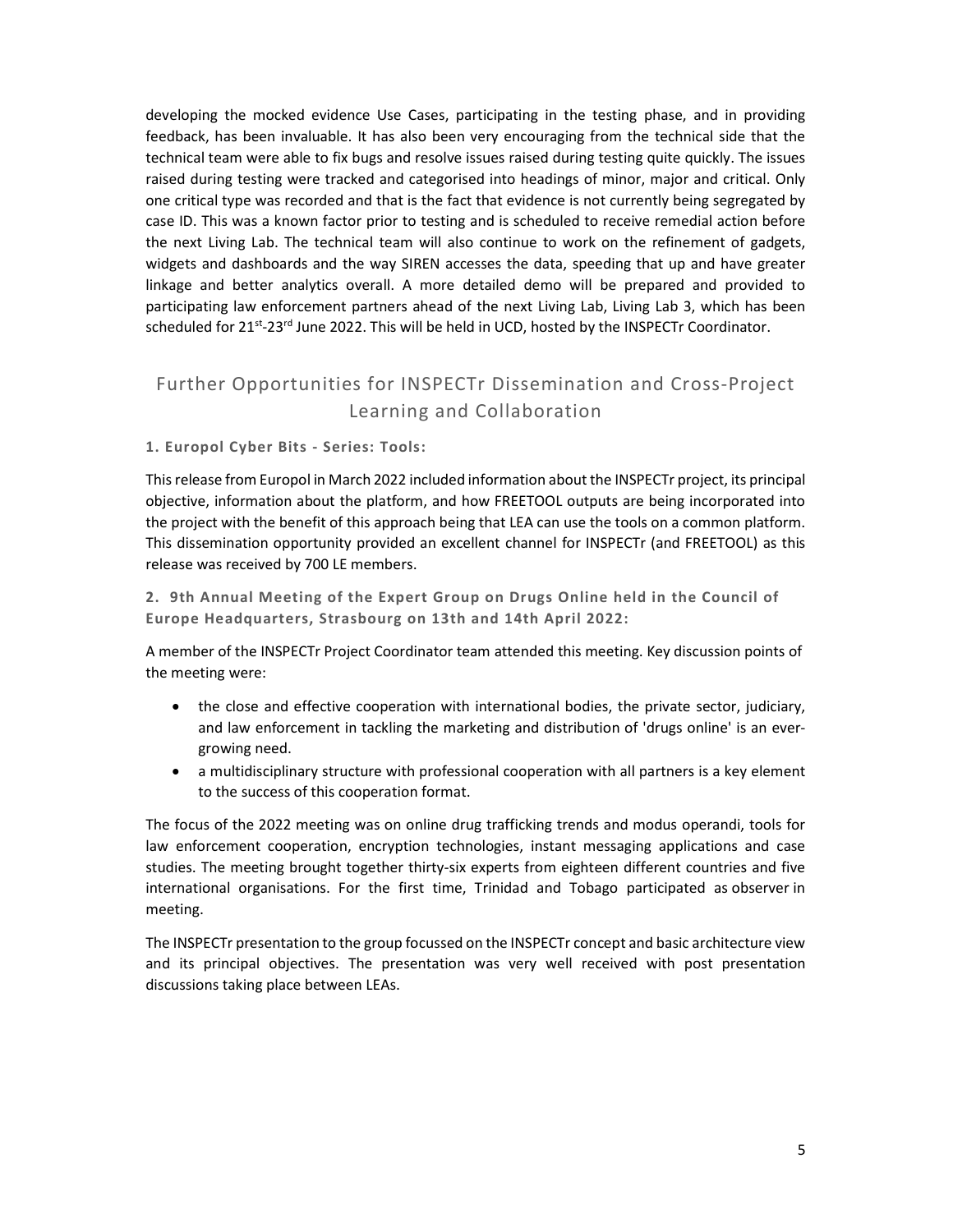developing the mocked evidence Use Cases, participating in the testing phase, and in providing feedback, has been invaluable. It has also been very encouraging from the technical side that the technical team were able to fix bugs and resolve issues raised during testing quite quickly. The issues raised during testing were tracked and categorised into headings of minor, major and critical. Only one critical type was recorded and that is the fact that evidence is not currently being segregated by case ID. This was a known factor prior to testing and is scheduled to receive remedial action before the next Living Lab. The technical team will also continue to work on the refinement of gadgets, widgets and dashboards and the way SIREN accesses the data, speeding that up and have greater linkage and better analytics overall. A more detailed demo will be prepared and provided to participating law enforcement partners ahead of the next Living Lab, Living Lab 3, which has been scheduled for 21st-23rd June 2022. This will be held in UCD, hosted by the INSPECTr Coordinator.

## Further Opportunities for INSPECTr Dissemination and Cross-Project Learning and Collaboration

### 1. Europol Cyber Bits - Series: Tools:

This release from Europol in March 2022 included information about the INSPECTr project, its principal objective, information about the platform, and how FREETOOL outputs are being incorporated into the project with the benefit of this approach being that LEA can use the tools on a common platform. This dissemination opportunity provided an excellent channel for INSPECTr (and FREETOOL) as this release was received by 700 LE members.

### 2. 9th Annual Meeting of the Expert Group on Drugs Online held in the Council of Europe Headquarters, Strasbourg on 13th and 14th April 2022:

A member of the INSPECTr Project Coordinator team attended this meeting. Key discussion points of the meeting were:

- the close and effective cooperation with international bodies, the private sector, judiciary, and law enforcement in tackling the marketing and distribution of 'drugs online' is an ever-growing need.
- a multidisciplinary structure with professional cooperation with all partners is a key element to the success of this cooperation format.

The focus of the 2022 meeting was on online drug trafficking trends and modus operandi, tools for law enforcement cooperation, encryption technologies, instant messaging applications and case studies. The meeting brought together thirty-six experts from eighteen different countries and five international organisations. For the first time, Trinidad and Tobago participated as observer in meeting.

The INSPECTr presentation to the group focussed on the INSPECTr concept and basic architecture view and its principal objectives. The presentation was very well received with post presentation discussions taking place between LEAs.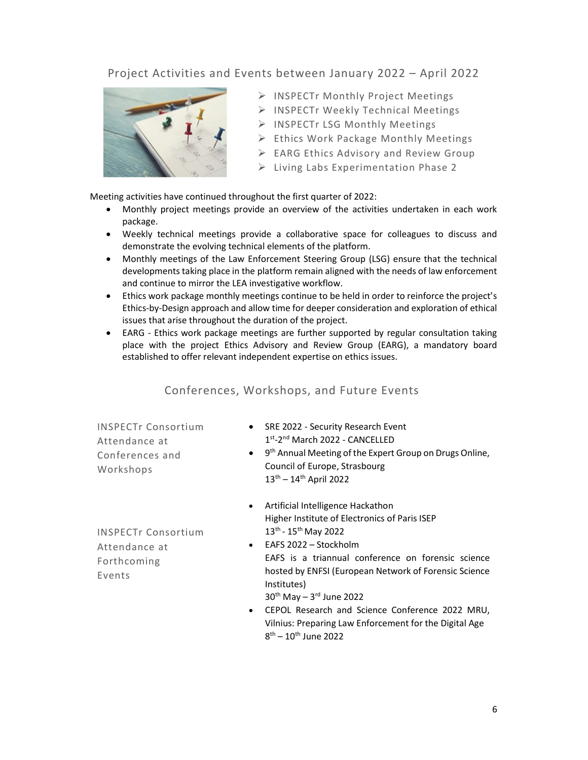## Project Activities and Events between January 2022 – April 2022

- INSPECTr Monthly Project Meetings
- INSPECTr Weekly Technical Meetings
- INSPECTr LSG Monthly Meetings
- Ethics Work Package Monthly Meetings
- EARG Ethics Advisory and Review Group
- Living Labs Experimentation Phase 2

Meeting activities have continued throughout the first quarter of 2022:

- Monthly project meetings provide an overview of the activities undertaken in each work package.
- Weekly technical meetings provide a collaborative space for colleagues to discuss and demonstrate the evolving technical elements of the platform.
- Monthly meetings of the Law Enforcement Steering Group (LSG) ensure that the technical developments taking place in the platform remain aligned with the needs of law enforcement and continue to mirror the LEA investigative workflow.
- Ethics work package monthly meetings continue to be held in order to reinforce the project's Ethics-by-Design approach and allow time for deeper consideration and exploration of ethical issues that arise throughout the duration of the project.
- EARG - Ethics work package meetings are further supported by regular consultation taking place with the project Ethics Advisory and Review Group (EARG), a mandatory board established to offer relevant independent expertise on ethics issues.

## Conferences, Workshops, and Future Events

**INSPECTr Consortium Attendance at Conferences and Workshops**

- SRE 2022 - Security Research Event
  1st-2nd March 2022 - CANCELLED
- 9th Annual Meeting of the Expert Group on Drugs Online, Council of Europe, Strasbourg
  13th – 14th April 2022

**INSPECTr Consortium Attendance at Forthcoming Events**

- Artificial Intelligence Hackathon
  Higher Institute of Electronics of Paris ISEP
  13th - 15th May 2022
- EAFS 2022 – Stockholm
  EAFS is a triannual conference on forensic science hosted by ENFSI (European Network of Forensic Science Institutes)
  30th May – 3rd June 2022
- CEPOL Research and Science Conference 2022 MRU, Vilnius: Preparing Law Enforcement for the Digital Age
  8th – 10th June 2022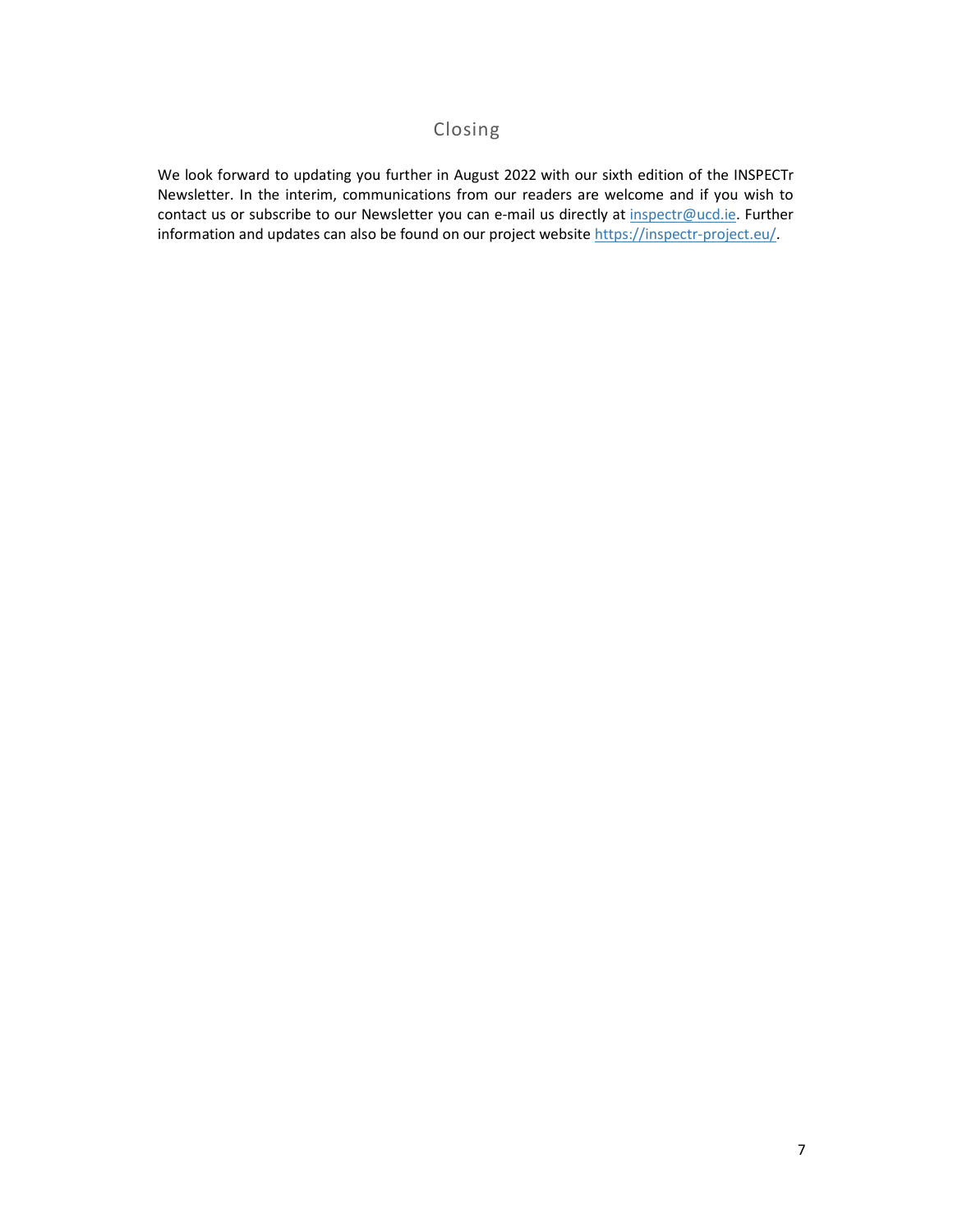## Closing

We look forward to updating you further in August 2022 with our sixth edition of the INSPECTr Newsletter. In the interim, communications from our readers are welcome and if you wish to contact us or subscribe to our Newsletter you can e-mail us directly at [inspectr@ucd.ie](mailto:inspectr@ucd.ie). Further information and updates can also be found on our project website [https://inspectr-project.eu/](https://inspectr-project.eu/).